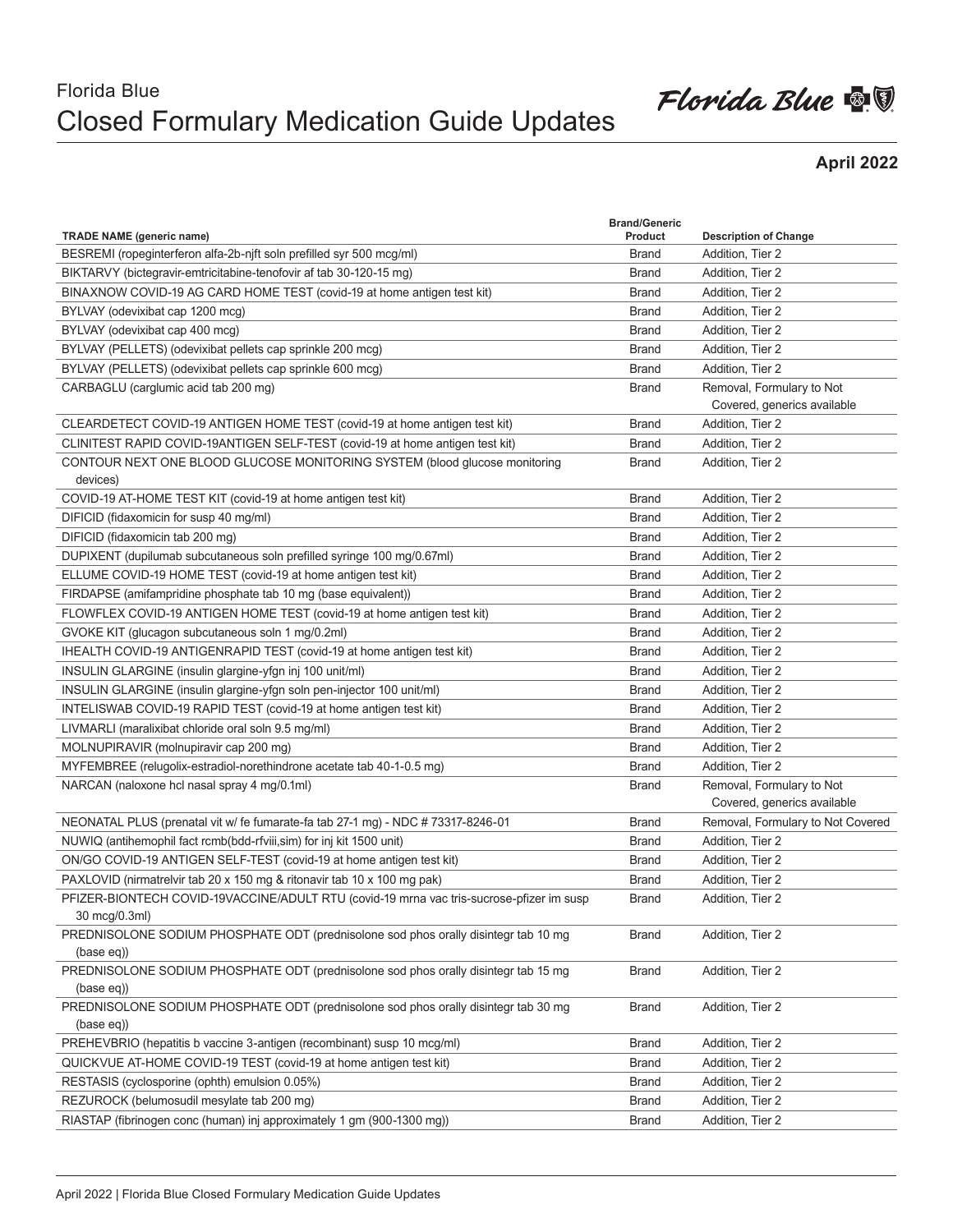# Florida Blue
# Closed Formulary Medication Guide Updates

**April 2022**

| TRADE NAME (generic name) | Brand/Generic Product | Description of Change |
|---|---|---|
| BESREMI (ropeginterferon alfa-2b-njft soln prefilled syr 500 mcg/ml) | Brand | Addition, Tier 2 |
| BIKTARVY (bictegravir-emtricitabine-tenofovir af tab 30-120-15 mg) | Brand | Addition, Tier 2 |
| BINAXNOW COVID-19 AG CARD HOME TEST (covid-19 at home antigen test kit) | Brand | Addition, Tier 2 |
| BYLVAY (odevixibat cap 1200 mcg) | Brand | Addition, Tier 2 |
| BYLVAY (odevixibat cap 400 mcg) | Brand | Addition, Tier 2 |
| BYLVAY (PELLETS) (odevixibat pellets cap sprinkle 200 mcg) | Brand | Addition, Tier 2 |
| BYLVAY (PELLETS) (odevixibat pellets cap sprinkle 600 mcg) | Brand | Addition, Tier 2 |
| CARBAGLU (carglumic acid tab 200 mg) | Brand | Removal, Formulary to Not Covered, generics available |
| CLEARDETECT COVID-19 ANTIGEN HOME TEST (covid-19 at home antigen test kit) | Brand | Addition, Tier 2 |
| CLINITEST RAPID COVID-19ANTIGEN SELF-TEST (covid-19 at home antigen test kit) | Brand | Addition, Tier 2 |
| CONTOUR NEXT ONE BLOOD GLUCOSE MONITORING SYSTEM (blood glucose monitoring devices) | Brand | Addition, Tier 2 |
| COVID-19 AT-HOME TEST KIT (covid-19 at home antigen test kit) | Brand | Addition, Tier 2 |
| DIFICID (fidaxomicin for susp 40 mg/ml) | Brand | Addition, Tier 2 |
| DIFICID (fidaxomicin tab 200 mg) | Brand | Addition, Tier 2 |
| DUPIXENT (dupilumab subcutaneous soln prefilled syringe 100 mg/0.67ml) | Brand | Addition, Tier 2 |
| ELLUME COVID-19 HOME TEST (covid-19 at home antigen test kit) | Brand | Addition, Tier 2 |
| FIRDAPSE (amifampridine phosphate tab 10 mg (base equivalent)) | Brand | Addition, Tier 2 |
| FLOWFLEX COVID-19 ANTIGEN HOME TEST (covid-19 at home antigen test kit) | Brand | Addition, Tier 2 |
| GVOKE KIT (glucagon subcutaneous soln 1 mg/0.2ml) | Brand | Addition, Tier 2 |
| IHEALTH COVID-19 ANTIGENRAPID TEST (covid-19 at home antigen test kit) | Brand | Addition, Tier 2 |
| INSULIN GLARGINE (insulin glargine-yfgn inj 100 unit/ml) | Brand | Addition, Tier 2 |
| INSULIN GLARGINE (insulin glargine-yfgn soln pen-injector 100 unit/ml) | Brand | Addition, Tier 2 |
| INTELISWAB COVID-19 RAPID TEST (covid-19 at home antigen test kit) | Brand | Addition, Tier 2 |
| LIVMARLI (maralixibat chloride oral soln 9.5 mg/ml) | Brand | Addition, Tier 2 |
| MOLNUPIRAVIR (molnupiravir cap 200 mg) | Brand | Addition, Tier 2 |
| MYFEMBREE (relugolix-estradiol-norethindrone acetate tab 40-1-0.5 mg) | Brand | Addition, Tier 2 |
| NARCAN (naloxone hcl nasal spray 4 mg/0.1ml) | Brand | Removal, Formulary to Not Covered, generics available |
| NEONATAL PLUS (prenatal vit w/ fe fumarate-fa tab 27-1 mg) - NDC # 73317-8246-01 | Brand | Removal, Formulary to Not Covered |
| NUWIQ (antihemophil fact rcmb(bdd-rfviii,sim) for inj kit 1500 unit) | Brand | Addition, Tier 2 |
| ON/GO COVID-19 ANTIGEN SELF-TEST (covid-19 at home antigen test kit) | Brand | Addition, Tier 2 |
| PAXLOVID (nirmatrelvir tab 20 x 150 mg & ritonavir tab 10 x 100 mg pak) | Brand | Addition, Tier 2 |
| PFIZER-BIONTECH COVID-19VACCINE/ADULT RTU (covid-19 mrna vac tris-sucrose-pfizer im susp 30 mcg/0.3ml) | Brand | Addition, Tier 2 |
| PREDNISOLONE SODIUM PHOSPHATE ODT (prednisolone sod phos orally disintegr tab 10 mg (base eq)) | Brand | Addition, Tier 2 |
| PREDNISOLONE SODIUM PHOSPHATE ODT (prednisolone sod phos orally disintegr tab 15 mg (base eq)) | Brand | Addition, Tier 2 |
| PREDNISOLONE SODIUM PHOSPHATE ODT (prednisolone sod phos orally disintegr tab 30 mg (base eq)) | Brand | Addition, Tier 2 |
| PREHEVBRIO (hepatitis b vaccine 3-antigen (recombinant) susp 10 mcg/ml) | Brand | Addition, Tier 2 |
| QUICKVUE AT-HOME COVID-19 TEST (covid-19 at home antigen test kit) | Brand | Addition, Tier 2 |
| RESTASIS (cyclosporine (ophth) emulsion 0.05%) | Brand | Addition, Tier 2 |
| REZUROCK (belumosudil mesylate tab 200 mg) | Brand | Addition, Tier 2 |
| RIASTAP (fibrinogen conc (human) inj approximately 1 gm (900-1300 mg)) | Brand | Addition, Tier 2 |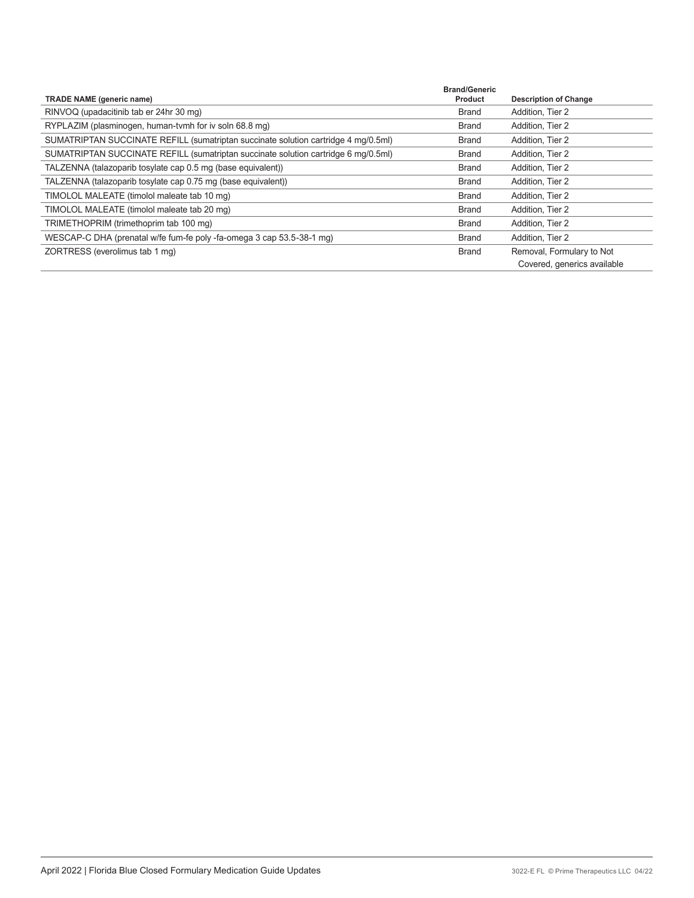| TRADE NAME (generic name) | Brand/Generic Product | Description of Change |
| --- | --- | --- |
| RINVOQ (upadacitinib tab er 24hr 30 mg) | Brand | Addition, Tier 2 |
| RYPLAZIM (plasminogen, human-tvmh for iv soln 68.8 mg) | Brand | Addition, Tier 2 |
| SUMATRIPTAN SUCCINATE REFILL (sumatriptan succinate solution cartridge 4 mg/0.5ml) | Brand | Addition, Tier 2 |
| SUMATRIPTAN SUCCINATE REFILL (sumatriptan succinate solution cartridge 6 mg/0.5ml) | Brand | Addition, Tier 2 |
| TALZENNA (talazoparib tosylate cap 0.5 mg (base equivalent)) | Brand | Addition, Tier 2 |
| TALZENNA (talazoparib tosylate cap 0.75 mg (base equivalent)) | Brand | Addition, Tier 2 |
| TIMOLOL MALEATE (timolol maleate tab 10 mg) | Brand | Addition, Tier 2 |
| TIMOLOL MALEATE (timolol maleate tab 20 mg) | Brand | Addition, Tier 2 |
| TRIMETHOPRIM (trimethoprim tab 100 mg) | Brand | Addition, Tier 2 |
| WESCAP-C DHA (prenatal w/fe fum-fe poly -fa-omega 3 cap 53.5-38-1 mg) | Brand | Addition, Tier 2 |
| ZORTRESS (everolimus tab 1 mg) | Brand | Removal, Formulary to Not Covered, generics available |